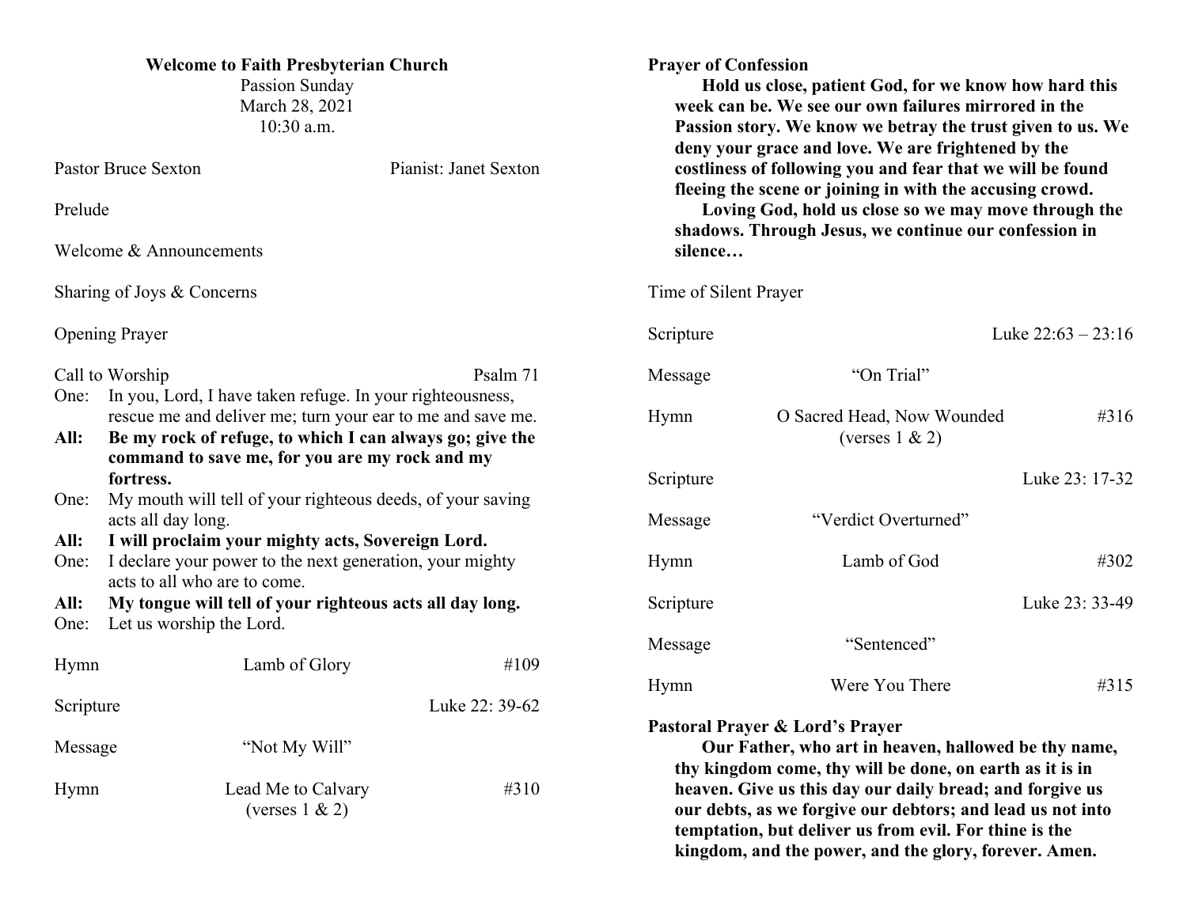**Welcome to Faith Presbyterian Church**

Passion Sunday
March 28, 2021
10:30 a.m.

Pastor Bruce Sexton — Pianist: Janet Sexton

Prelude

Welcome & Announcements

Sharing of Joys & Concerns

Opening Prayer

Call to Worship — Psalm 71

One: In you, Lord, I have taken refuge. In your righteousness, rescue me and deliver me; turn your ear to me and save me.

**All: Be my rock of refuge, to which I can always go; give the command to save me, for you are my rock and my fortress.**

One: My mouth will tell of your righteous deeds, of your saving acts all day long.

**All: I will proclaim your mighty acts, Sovereign Lord.**

One: I declare your power to the next generation, your mighty acts to all who are to come.

**All: My tongue will tell of your righteous acts all day long.**

One: Let us worship the Lord.

Hymn — Lamb of Glory — #109

Scripture — Luke 22: 39-62

Message — "Not My Will"

Hymn — Lead Me to Calvary (verses 1 & 2) — #310

**Prayer of Confession**

**Hold us close, patient God, for we know how hard this week can be. We see our own failures mirrored in the Passion story. We know we betray the trust given to us. We deny your grace and love. We are frightened by the costliness of following you and fear that we will be found fleeing the scene or joining in with the accusing crowd.**

**Loving God, hold us close so we may move through the shadows. Through Jesus, we continue our confession in silence…**

Time of Silent Prayer

Scripture — Luke 22:63 – 23:16

Message — "On Trial"

Hymn — O Sacred Head, Now Wounded (verses 1 & 2) — #316

Scripture — Luke 23: 17-32

Message — "Verdict Overturned"

Hymn — Lamb of God — #302

Scripture — Luke 23: 33-49

Message — "Sentenced"

Hymn — Were You There — #315

**Pastoral Prayer & Lord's Prayer**

**Our Father, who art in heaven, hallowed be thy name, thy kingdom come, thy will be done, on earth as it is in heaven. Give us this day our daily bread; and forgive us our debts, as we forgive our debtors; and lead us not into temptation, but deliver us from evil. For thine is the kingdom, and the power, and the glory, forever. Amen.**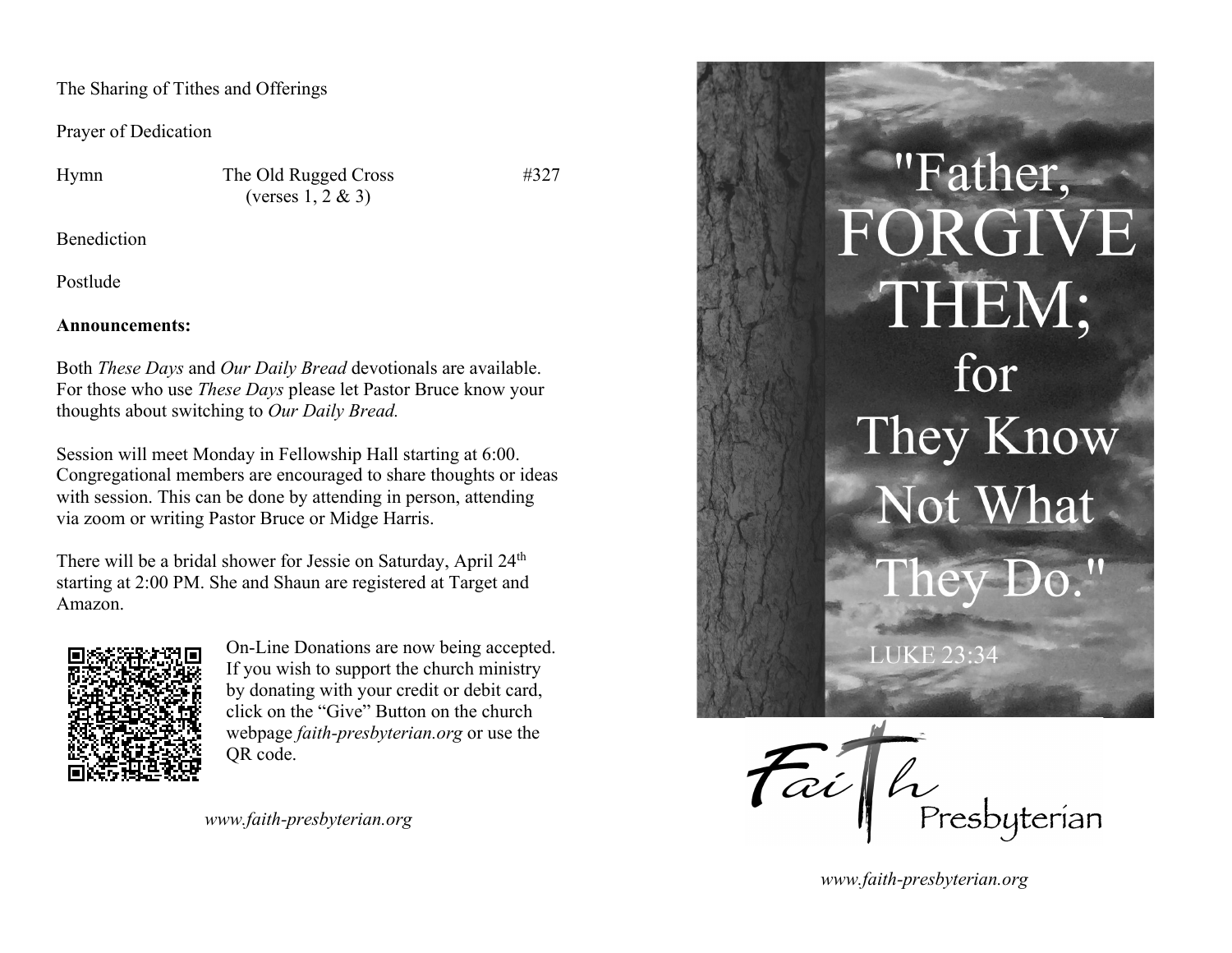The Sharing of Tithes and Offerings

Prayer of Dedication

Hymn The Old Rugged Cross #327
(verses 1, 2 & 3)

Benediction

Postlude

**Announcements:**

Both *These Days* and *Our Daily Bread* devotionals are available. For those who use *These Days* please let Pastor Bruce know your thoughts about switching to *Our Daily Bread.*

Session will meet Monday in Fellowship Hall starting at 6:00. Congregational members are encouraged to share thoughts or ideas with session. This can be done by attending in person, attending via zoom or writing Pastor Bruce or Midge Harris.

There will be a bridal shower for Jessie on Saturday, April 24th starting at 2:00 PM. She and Shaun are registered at Target and Amazon.

On-Line Donations are now being accepted. If you wish to support the church ministry by donating with your credit or debit card, click on the "Give" Button on the church webpage *faith-presbyterian.org* or use the QR code.

*www.faith-presbyterian.org*

"Father, FORGIVE THEM; for They Know Not What They Do."

LUKE 23:34

Faith Presbyterian

*www.faith-presbyterian.org*